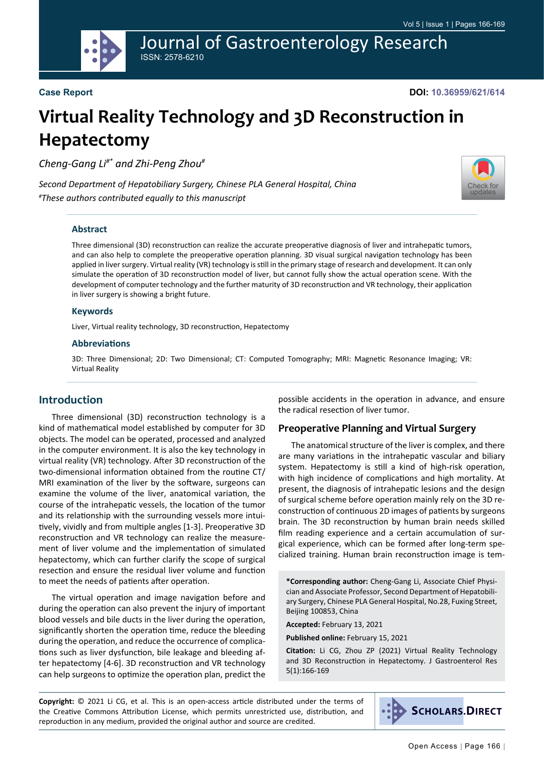**Case Report**

**DOI: 10.36959/621/614**

# Virtual Reality Technology and 3D Reconstruction in Hepatectomy

*Cheng-Gang Li[#*] and Zhi-Peng Zhou[#]*

*Second Department of Hepatobiliary Surgery, Chinese PLA General Hospital, China*
*[#]These authors contributed equally to this manuscript*

### Abstract

Three dimensional (3D) reconstruction can realize the accurate preoperative diagnosis of liver and intrahepatic tumors, and can also help to complete the preoperative operation planning. 3D visual surgical navigation technology has been applied in liver surgery. Virtual reality (VR) technology is still in the primary stage of research and development. It can only simulate the operation of 3D reconstruction model of liver, but cannot fully show the actual operation scene. With the development of computer technology and the further maturity of 3D reconstruction and VR technology, their application in liver surgery is showing a bright future.

### Keywords

Liver, Virtual reality technology, 3D reconstruction, Hepatectomy

### Abbreviations

3D: Three Dimensional; 2D: Two Dimensional; CT: Computed Tomography; MRI: Magnetic Resonance Imaging; VR: Virtual Reality

## Introduction

Three dimensional (3D) reconstruction technology is a kind of mathematical model established by computer for 3D objects. The model can be operated, processed and analyzed in the computer environment. It is also the key technology in virtual reality (VR) technology. After 3D reconstruction of the two-dimensional information obtained from the routine CT/MRI examination of the liver by the software, surgeons can examine the volume of the liver, anatomical variation, the course of the intrahepatic vessels, the location of the tumor and its relationship with the surrounding vessels more intuitively, vividly and from multiple angles [1-3]. Preoperative 3D reconstruction and VR technology can realize the measurement of liver volume and the implementation of simulated hepatectomy, which can further clarify the scope of surgical resection and ensure the residual liver volume and function to meet the needs of patients after operation.

The virtual operation and image navigation before and during the operation can also prevent the injury of important blood vessels and bile ducts in the liver during the operation, significantly shorten the operation time, reduce the bleeding during the operation, and reduce the occurrence of complications such as liver dysfunction, bile leakage and bleeding after hepatectomy [4-6]. 3D reconstruction and VR technology can help surgeons to optimize the operation plan, predict the possible accidents in the operation in advance, and ensure the radical resection of liver tumor.

## Preoperative Planning and Virtual Surgery

The anatomical structure of the liver is complex, and there are many variations in the intrahepatic vascular and biliary system. Hepatectomy is still a kind of high-risk operation, with high incidence of complications and high mortality. At present, the diagnosis of intrahepatic lesions and the design of surgical scheme before operation mainly rely on the 3D reconstruction of continuous 2D images of patients by surgeons brain. The 3D reconstruction by human brain needs skilled film reading experience and a certain accumulation of surgical experience, which can be formed after long-term specialized training. Human brain reconstruction image is tem-

**\*Corresponding author:** Cheng-Gang Li, Associate Chief Physician and Associate Professor, Second Department of Hepatobiliary Surgery, Chinese PLA General Hospital, No.28, Fuxing Street, Beijing 100853, China

**Accepted:** February 13, 2021

**Published online:** February 15, 2021

**Citation:** Li CG, Zhou ZP (2021) Virtual Reality Technology and 3D Reconstruction in Hepatectomy. J Gastroenterol Res 5(1):166-169

**Copyright:** © 2021 Li CG, et al. This is an open-access article distributed under the terms of the Creative Commons Attribution License, which permits unrestricted use, distribution, and reproduction in any medium, provided the original author and source are credited.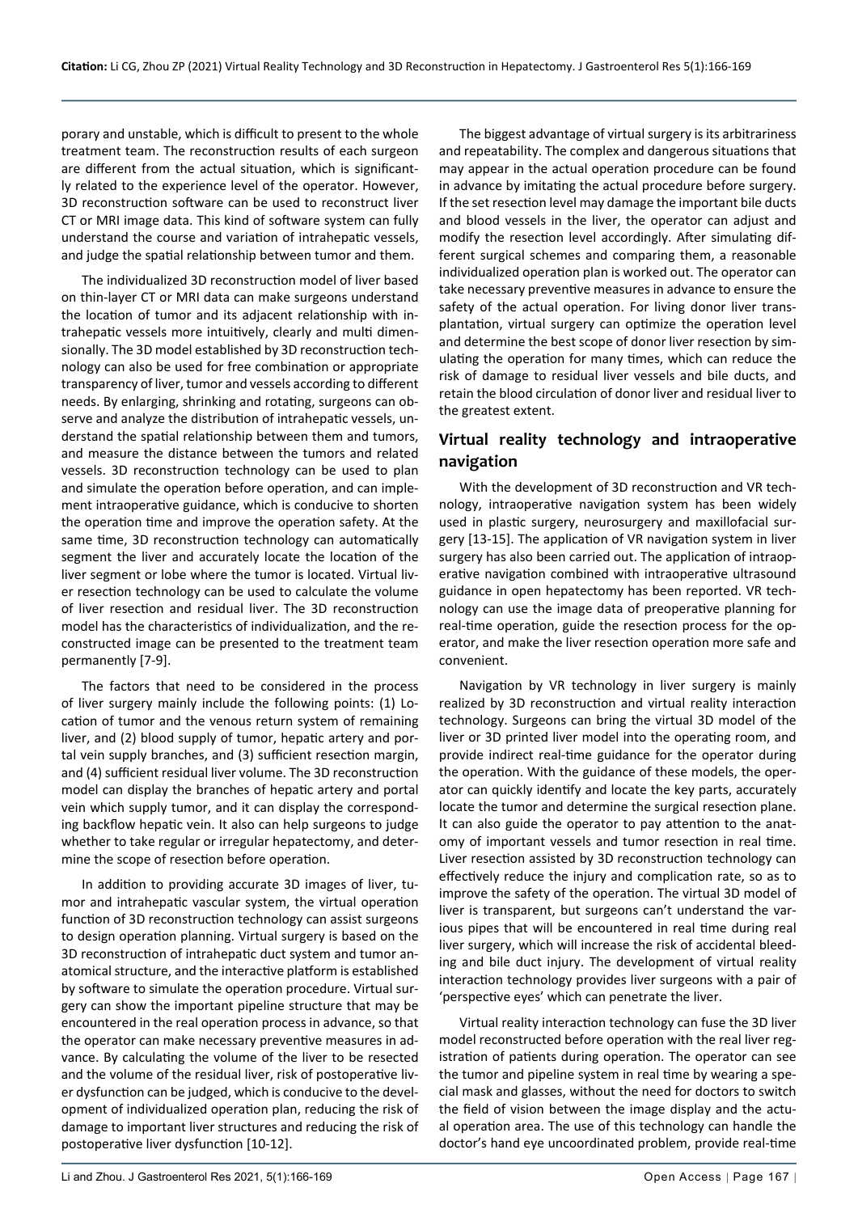porary and unstable, which is difficult to present to the whole treatment team. The reconstruction results of each surgeon are different from the actual situation, which is significantly related to the experience level of the operator. However, 3D reconstruction software can be used to reconstruct liver CT or MRI image data. This kind of software system can fully understand the course and variation of intrahepatic vessels, and judge the spatial relationship between tumor and them.

The individualized 3D reconstruction model of liver based on thin-layer CT or MRI data can make surgeons understand the location of tumor and its adjacent relationship with intrahepatic vessels more intuitively, clearly and multi dimensionally. The 3D model established by 3D reconstruction technology can also be used for free combination or appropriate transparency of liver, tumor and vessels according to different needs. By enlarging, shrinking and rotating, surgeons can observe and analyze the distribution of intrahepatic vessels, understand the spatial relationship between them and tumors, and measure the distance between the tumors and related vessels. 3D reconstruction technology can be used to plan and simulate the operation before operation, and can implement intraoperative guidance, which is conducive to shorten the operation time and improve the operation safety. At the same time, 3D reconstruction technology can automatically segment the liver and accurately locate the location of the liver segment or lobe where the tumor is located. Virtual liver resection technology can be used to calculate the volume of liver resection and residual liver. The 3D reconstruction model has the characteristics of individualization, and the reconstructed image can be presented to the treatment team permanently [7-9].

The factors that need to be considered in the process of liver surgery mainly include the following points: (1) Location of tumor and the venous return system of remaining liver, and (2) blood supply of tumor, hepatic artery and portal vein supply branches, and (3) sufficient resection margin, and (4) sufficient residual liver volume. The 3D reconstruction model can display the branches of hepatic artery and portal vein which supply tumor, and it can display the corresponding backflow hepatic vein. It also can help surgeons to judge whether to take regular or irregular hepatectomy, and determine the scope of resection before operation.

In addition to providing accurate 3D images of liver, tumor and intrahepatic vascular system, the virtual operation function of 3D reconstruction technology can assist surgeons to design operation planning. Virtual surgery is based on the 3D reconstruction of intrahepatic duct system and tumor anatomical structure, and the interactive platform is established by software to simulate the operation procedure. Virtual surgery can show the important pipeline structure that may be encountered in the real operation process in advance, so that the operator can make necessary preventive measures in advance. By calculating the volume of the liver to be resected and the volume of the residual liver, risk of postoperative liver dysfunction can be judged, which is conducive to the development of individualized operation plan, reducing the risk of damage to important liver structures and reducing the risk of postoperative liver dysfunction [10-12].

The biggest advantage of virtual surgery is its arbitrariness and repeatability. The complex and dangerous situations that may appear in the actual operation procedure can be found in advance by imitating the actual procedure before surgery. If the set resection level may damage the important bile ducts and blood vessels in the liver, the operator can adjust and modify the resection level accordingly. After simulating different surgical schemes and comparing them, a reasonable individualized operation plan is worked out. The operator can take necessary preventive measures in advance to ensure the safety of the actual operation. For living donor liver transplantation, virtual surgery can optimize the operation level and determine the best scope of donor liver resection by simulating the operation for many times, which can reduce the risk of damage to residual liver vessels and bile ducts, and retain the blood circulation of donor liver and residual liver to the greatest extent.

## Virtual reality technology and intraoperative navigation

With the development of 3D reconstruction and VR technology, intraoperative navigation system has been widely used in plastic surgery, neurosurgery and maxillofacial surgery [13-15]. The application of VR navigation system in liver surgery has also been carried out. The application of intraoperative navigation combined with intraoperative ultrasound guidance in open hepatectomy has been reported. VR technology can use the image data of preoperative planning for real-time operation, guide the resection process for the operator, and make the liver resection operation more safe and convenient.

Navigation by VR technology in liver surgery is mainly realized by 3D reconstruction and virtual reality interaction technology. Surgeons can bring the virtual 3D model of the liver or 3D printed liver model into the operating room, and provide indirect real-time guidance for the operator during the operation. With the guidance of these models, the operator can quickly identify and locate the key parts, accurately locate the tumor and determine the surgical resection plane. It can also guide the operator to pay attention to the anatomy of important vessels and tumor resection in real time. Liver resection assisted by 3D reconstruction technology can effectively reduce the injury and complication rate, so as to improve the safety of the operation. The virtual 3D model of liver is transparent, but surgeons can't understand the various pipes that will be encountered in real time during real liver surgery, which will increase the risk of accidental bleeding and bile duct injury. The development of virtual reality interaction technology provides liver surgeons with a pair of 'perspective eyes' which can penetrate the liver.

Virtual reality interaction technology can fuse the 3D liver model reconstructed before operation with the real liver registration of patients during operation. The operator can see the tumor and pipeline system in real time by wearing a special mask and glasses, without the need for doctors to switch the field of vision between the image display and the actual operation area. The use of this technology can handle the doctor's hand eye uncoordinated problem, provide real-time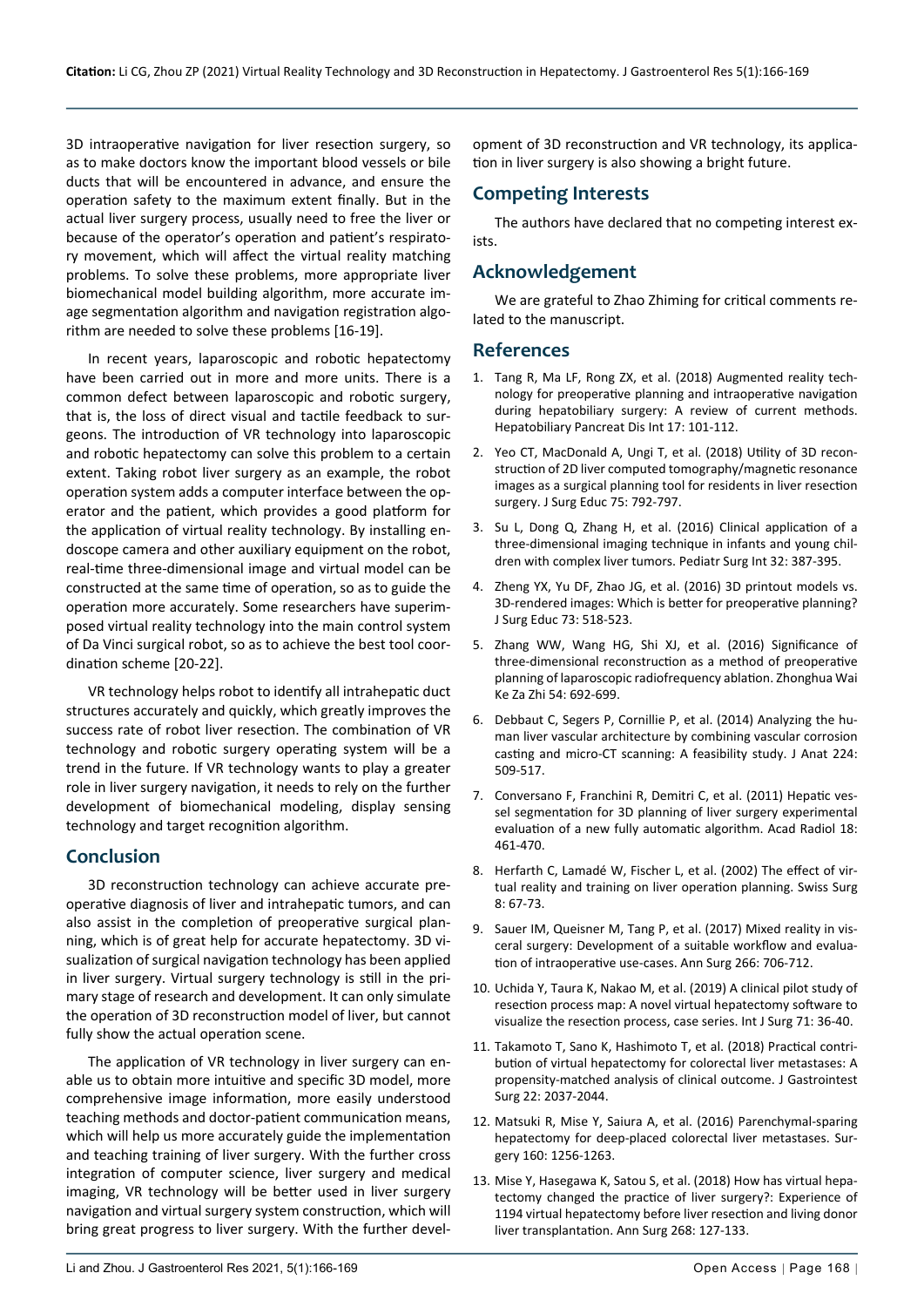3D intraoperative navigation for liver resection surgery, so as to make doctors know the important blood vessels or bile ducts that will be encountered in advance, and ensure the operation safety to the maximum extent finally. But in the actual liver surgery process, usually need to free the liver or because of the operator's operation and patient's respiratory movement, which will affect the virtual reality matching problems. To solve these problems, more appropriate liver biomechanical model building algorithm, more accurate image segmentation algorithm and navigation registration algorithm are needed to solve these problems [16-19].

In recent years, laparoscopic and robotic hepatectomy have been carried out in more and more units. There is a common defect between laparoscopic and robotic surgery, that is, the loss of direct visual and tactile feedback to surgeons. The introduction of VR technology into laparoscopic and robotic hepatectomy can solve this problem to a certain extent. Taking robot liver surgery as an example, the robot operation system adds a computer interface between the operator and the patient, which provides a good platform for the application of virtual reality technology. By installing endoscope camera and other auxiliary equipment on the robot, real-time three-dimensional image and virtual model can be constructed at the same time of operation, so as to guide the operation more accurately. Some researchers have superimposed virtual reality technology into the main control system of Da Vinci surgical robot, so as to achieve the best tool coordination scheme [20-22].

VR technology helps robot to identify all intrahepatic duct structures accurately and quickly, which greatly improves the success rate of robot liver resection. The combination of VR technology and robotic surgery operating system will be a trend in the future. If VR technology wants to play a greater role in liver surgery navigation, it needs to rely on the further development of biomechanical modeling, display sensing technology and target recognition algorithm.

## Conclusion

3D reconstruction technology can achieve accurate preoperative diagnosis of liver and intrahepatic tumors, and can also assist in the completion of preoperative surgical planning, which is of great help for accurate hepatectomy. 3D visualization of surgical navigation technology has been applied in liver surgery. Virtual surgery technology is still in the primary stage of research and development. It can only simulate the operation of 3D reconstruction model of liver, but cannot fully show the actual operation scene.

The application of VR technology in liver surgery can enable us to obtain more intuitive and specific 3D model, more comprehensive image information, more easily understood teaching methods and doctor-patient communication means, which will help us more accurately guide the implementation and teaching training of liver surgery. With the further cross integration of computer science, liver surgery and medical imaging, VR technology will be better used in liver surgery navigation and virtual surgery system construction, which will bring great progress to liver surgery. With the further development of 3D reconstruction and VR technology, its application in liver surgery is also showing a bright future.

## Competing Interests

The authors have declared that no competing interest exists.

## Acknowledgement

We are grateful to Zhao Zhiming for critical comments related to the manuscript.

## References

1. Tang R, Ma LF, Rong ZX, et al. (2018) Augmented reality technology for preoperative planning and intraoperative navigation during hepatobiliary surgery: A review of current methods. Hepatobiliary Pancreat Dis Int 17: 101-112.
2. Yeo CT, MacDonald A, Ungi T, et al. (2018) Utility of 3D reconstruction of 2D liver computed tomography/magnetic resonance images as a surgical planning tool for residents in liver resection surgery. J Surg Educ 75: 792-797.
3. Su L, Dong Q, Zhang H, et al. (2016) Clinical application of a three-dimensional imaging technique in infants and young children with complex liver tumors. Pediatr Surg Int 32: 387-395.
4. Zheng YX, Yu DF, Zhao JG, et al. (2016) 3D printout models vs. 3D-rendered images: Which is better for preoperative planning? J Surg Educ 73: 518-523.
5. Zhang WW, Wang HG, Shi XJ, et al. (2016) Significance of three-dimensional reconstruction as a method of preoperative planning of laparoscopic radiofrequency ablation. Zhonghua Wai Ke Za Zhi 54: 692-699.
6. Debbaut C, Segers P, Cornillie P, et al. (2014) Analyzing the human liver vascular architecture by combining vascular corrosion casting and micro-CT scanning: A feasibility study. J Anat 224: 509-517.
7. Conversano F, Franchini R, Demitri C, et al. (2011) Hepatic vessel segmentation for 3D planning of liver surgery experimental evaluation of a new fully automatic algorithm. Acad Radiol 18: 461-470.
8. Herfarth C, Lamadé W, Fischer L, et al. (2002) The effect of virtual reality and training on liver operation planning. Swiss Surg 8: 67-73.
9. Sauer IM, Queisner M, Tang P, et al. (2017) Mixed reality in visceral surgery: Development of a suitable workflow and evaluation of intraoperative use-cases. Ann Surg 266: 706-712.
10. Uchida Y, Taura K, Nakao M, et al. (2019) A clinical pilot study of resection process map: A novel virtual hepatectomy software to visualize the resection process, case series. Int J Surg 71: 36-40.
11. Takamoto T, Sano K, Hashimoto T, et al. (2018) Practical contribution of virtual hepatectomy for colorectal liver metastases: A propensity-matched analysis of clinical outcome. J Gastrointest Surg 22: 2037-2044.
12. Matsuki R, Mise Y, Saiura A, et al. (2016) Parenchymal-sparing hepatectomy for deep-placed colorectal liver metastases. Surgery 160: 1256-1263.
13. Mise Y, Hasegawa K, Satou S, et al. (2018) How has virtual hepatectomy changed the practice of liver surgery?: Experience of 1194 virtual hepatectomy before liver resection and living donor liver transplantation. Ann Surg 268: 127-133.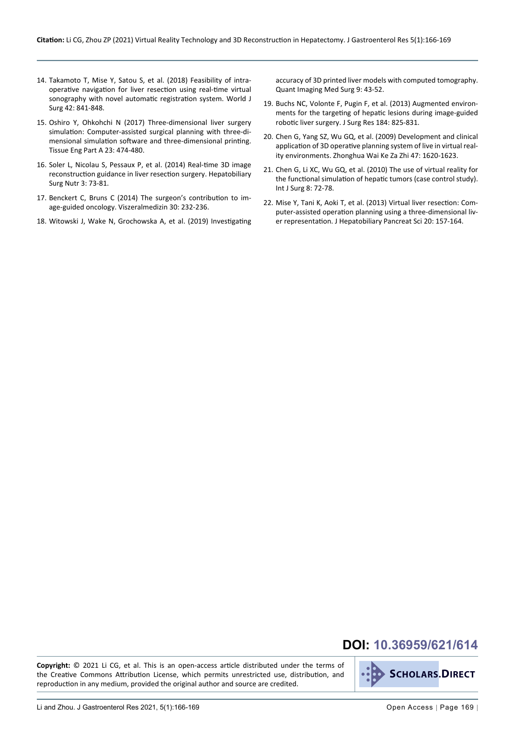14. Takamoto T, Mise Y, Satou S, et al. (2018) Feasibility of intraoperative navigation for liver resection using real-time virtual sonography with novel automatic registration system. World J Surg 42: 841-848.
15. Oshiro Y, Ohkohchi N (2017) Three-dimensional liver surgery simulation: Computer-assisted surgical planning with three-dimensional simulation software and three-dimensional printing. Tissue Eng Part A 23: 474-480.
16. Soler L, Nicolau S, Pessaux P, et al. (2014) Real-time 3D image reconstruction guidance in liver resection surgery. Hepatobiliary Surg Nutr 3: 73-81.
17. Benckert C, Bruns C (2014) The surgeon's contribution to image-guided oncology. Viszeralmedizin 30: 232-236.
18. Witowski J, Wake N, Grochowska A, et al. (2019) Investigating accuracy of 3D printed liver models with computed tomography. Quant Imaging Med Surg 9: 43-52.
19. Buchs NC, Volonte F, Pugin F, et al. (2013) Augmented environments for the targeting of hepatic lesions during image-guided robotic liver surgery. J Surg Res 184: 825-831.
20. Chen G, Yang SZ, Wu GQ, et al. (2009) Development and clinical application of 3D operative planning system of live in virtual reality environments. Zhonghua Wai Ke Za Zhi 47: 1620-1623.
21. Chen G, Li XC, Wu GQ, et al. (2010) The use of virtual reality for the functional simulation of hepatic tumors (case control study). Int J Surg 8: 72-78.
22. Mise Y, Tani K, Aoki T, et al. (2013) Virtual liver resection: Computer-assisted operation planning using a three-dimensional liver representation. J Hepatobiliary Pancreat Sci 20: 157-164.

**DOI: 10.36959/621/614**

**Copyright:** © 2021 Li CG, et al. This is an open-access article distributed under the terms of the Creative Commons Attribution License, which permits unrestricted use, distribution, and reproduction in any medium, provided the original author and source are credited.